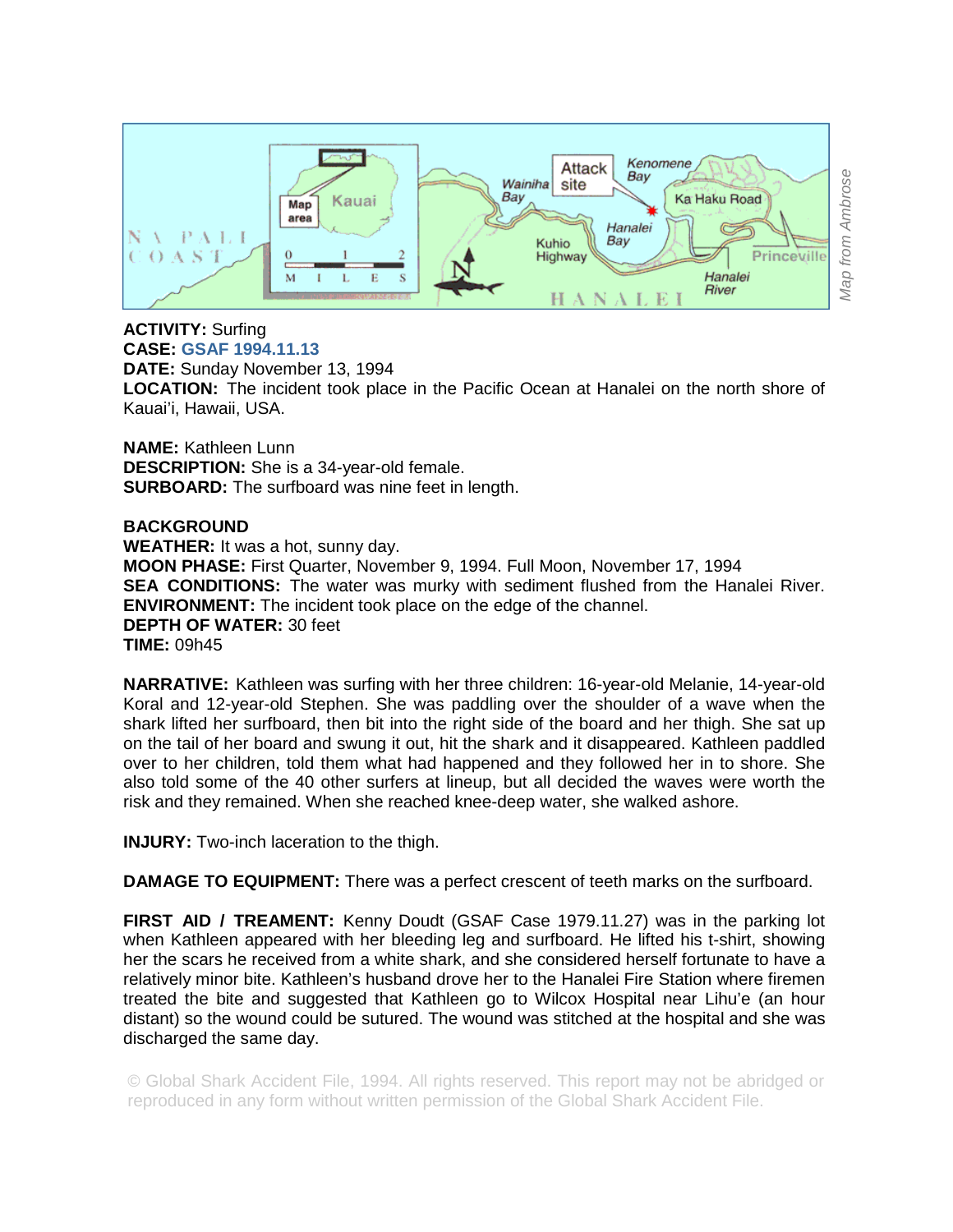**ACTIVITY:** Surfing
**CASE:** GSAF 1994.11.13
**DATE:** Sunday November 13, 1994
**LOCATION:** The incident took place in the Pacific Ocean at Hanalei on the north shore of Kauai'i, Hawaii, USA.

**NAME:** Kathleen Lunn
**DESCRIPTION:** She is a 34-year-old female.
**SURBOARD:** The surfboard was nine feet in length.

**BACKGROUND**
**WEATHER:** It was a hot, sunny day.
**MOON PHASE:** First Quarter, November 9, 1994. Full Moon, November 17, 1994
**SEA CONDITIONS:** The water was murky with sediment flushed from the Hanalei River.
**ENVIRONMENT:** The incident took place on the edge of the channel.
**DEPTH OF WATER:** 30 feet
**TIME:** 09h45

**NARRATIVE:** Kathleen was surfing with her three children: 16-year-old Melanie, 14-year-old Koral and 12-year-old Stephen. She was paddling over the shoulder of a wave when the shark lifted her surfboard, then bit into the right side of the board and her thigh. She sat up on the tail of her board and swung it out, hit the shark and it disappeared. Kathleen paddled over to her children, told them what had happened and they followed her in to shore. She also told some of the 40 other surfers at lineup, but all decided the waves were worth the risk and they remained. When she reached knee-deep water, she walked ashore.

**INJURY:** Two-inch laceration to the thigh.

**DAMAGE TO EQUIPMENT:** There was a perfect crescent of teeth marks on the surfboard.

**FIRST AID / TREAMENT:** Kenny Doudt (GSAF Case 1979.11.27) was in the parking lot when Kathleen appeared with her bleeding leg and surfboard. He lifted his t-shirt, showing her the scars he received from a white shark, and she considered herself fortunate to have a relatively minor bite. Kathleen's husband drove her to the Hanalei Fire Station where firemen treated the bite and suggested that Kathleen go to Wilcox Hospital near Lihu'e (an hour distant) so the wound could be sutured. The wound was stitched at the hospital and she was discharged the same day.

© Global Shark Accident File, 1994. All rights reserved. This report may not be abridged or reproduced in any form without written permission of the Global Shark Accident File.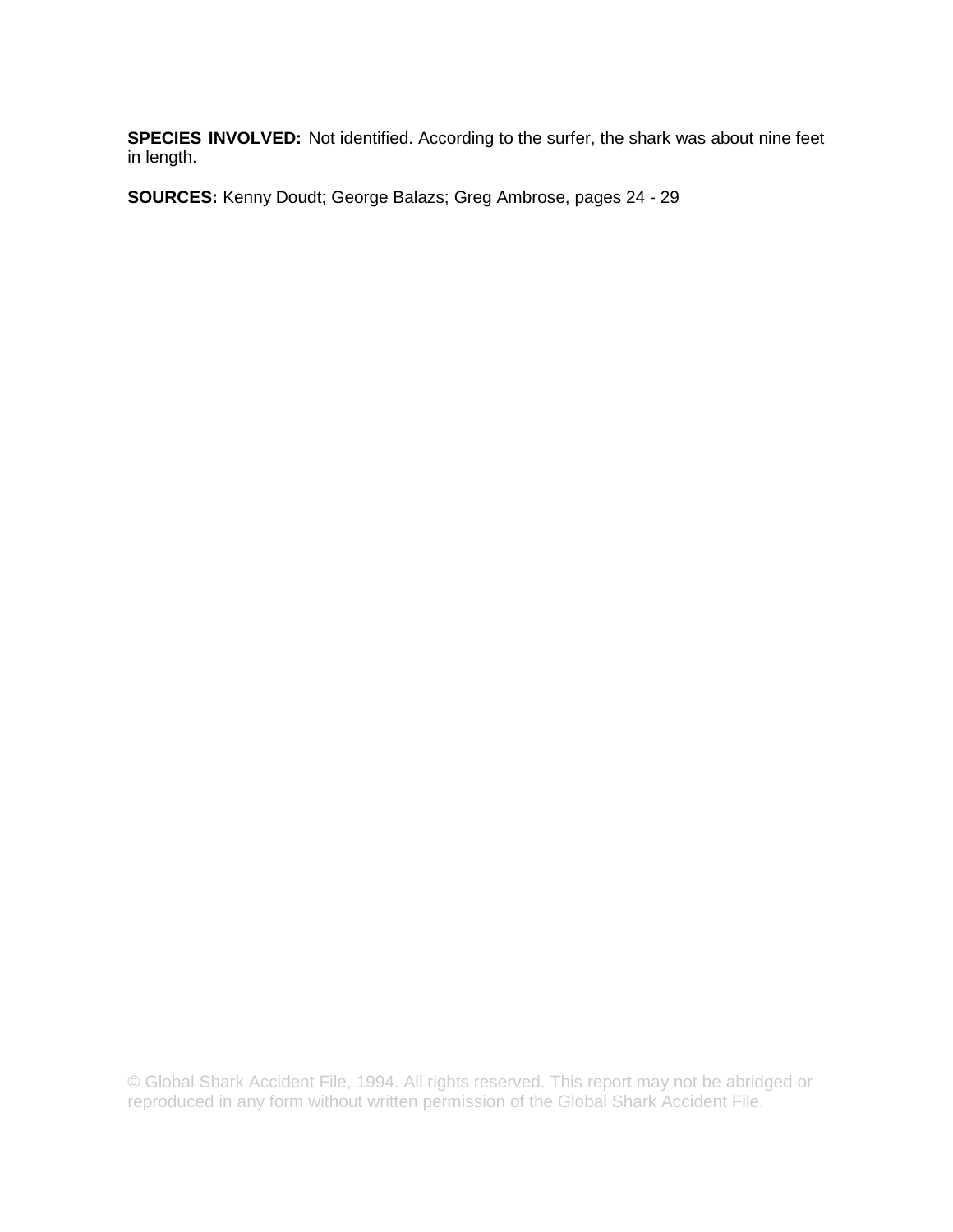**SPECIES INVOLVED:** Not identified. According to the surfer, the shark was about nine feet in length.

**SOURCES:** Kenny Doudt; George Balazs; Greg Ambrose, pages 24 - 29

© Global Shark Accident File, 1994. All rights reserved. This report may not be abridged or reproduced in any form without written permission of the Global Shark Accident File.